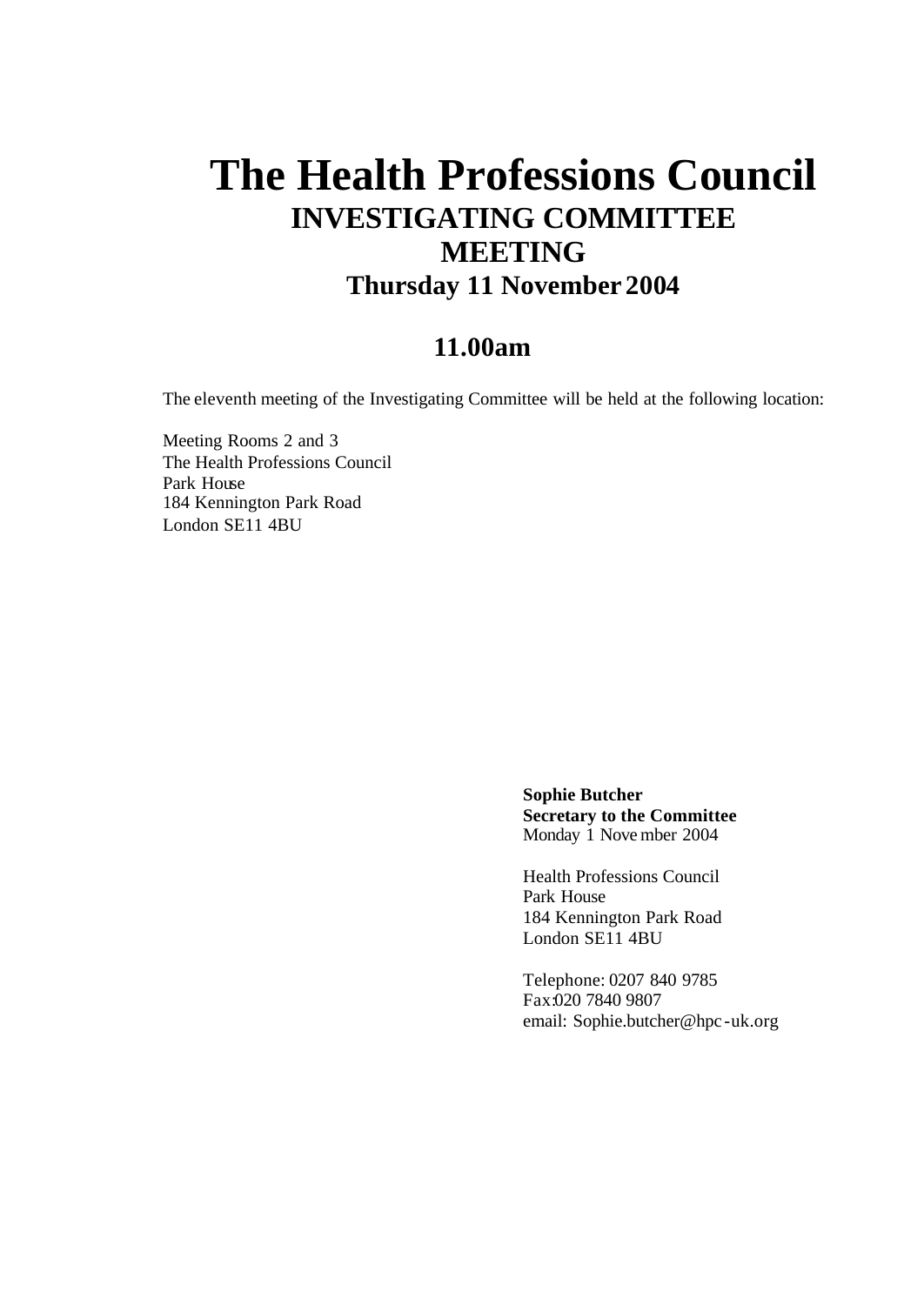# The Health Professions Council

## INVESTIGATING COMMITTEE MEETING

### Thursday 11 November 2004

### 11.00am

The eleventh meeting of the Investigating Committee will be held at the following location:

Meeting Rooms 2 and 3
The Health Professions Council
Park House
184 Kennington Park Road
London SE11 4BU

**Sophie Butcher**
**Secretary to the Committee**
Monday 1 November 2004

Health Professions Council
Park House
184 Kennington Park Road
London SE11 4BU

Telephone: 0207 840 9785
Fax:020 7840 9807
email: Sophie.butcher@hpc-uk.org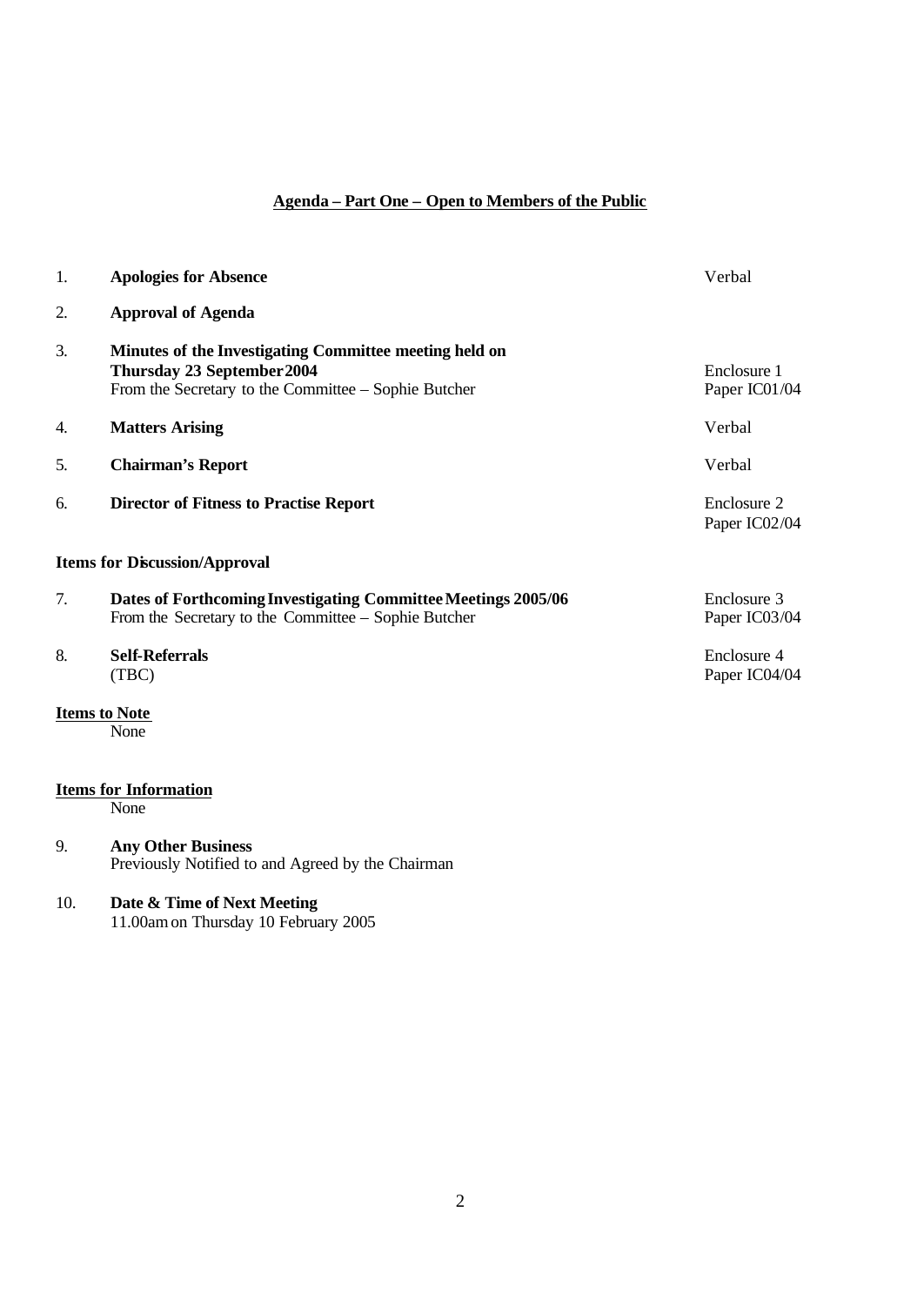## Agenda – Part One – Open to Members of the Public

| | | |
|---|---|---|
| 1. | **Apologies for Absence** | Verbal |
| 2. | **Approval of Agenda** | |
| 3. | **Minutes of the Investigating Committee meeting held on Thursday 23 September 2004**<br>From the Secretary to the Committee – Sophie Butcher | Enclosure 1<br>Paper IC01/04 |
| 4. | **Matters Arising** | Verbal |
| 5. | **Chairman's Report** | Verbal |
| 6. | **Director of Fitness to Practise Report** | Enclosure 2<br>Paper IC02/04 |

**Items for Discussion/Approval**

| | | |
|---|---|---|
| 7. | **Dates of Forthcoming Investigating Committee Meetings 2005/06**<br>From the Secretary to the Committee – Sophie Butcher | Enclosure 3<br>Paper IC03/04 |
| 8. | **Self-Referrals**<br>(TBC) | Enclosure 4<br>Paper IC04/04 |

**Items to Note**

None

**Items for Information**

None

9. **Any Other Business**
   Previously Notified to and Agreed by the Chairman

10. **Date & Time of Next Meeting**
    11.00am on Thursday 10 February 2005